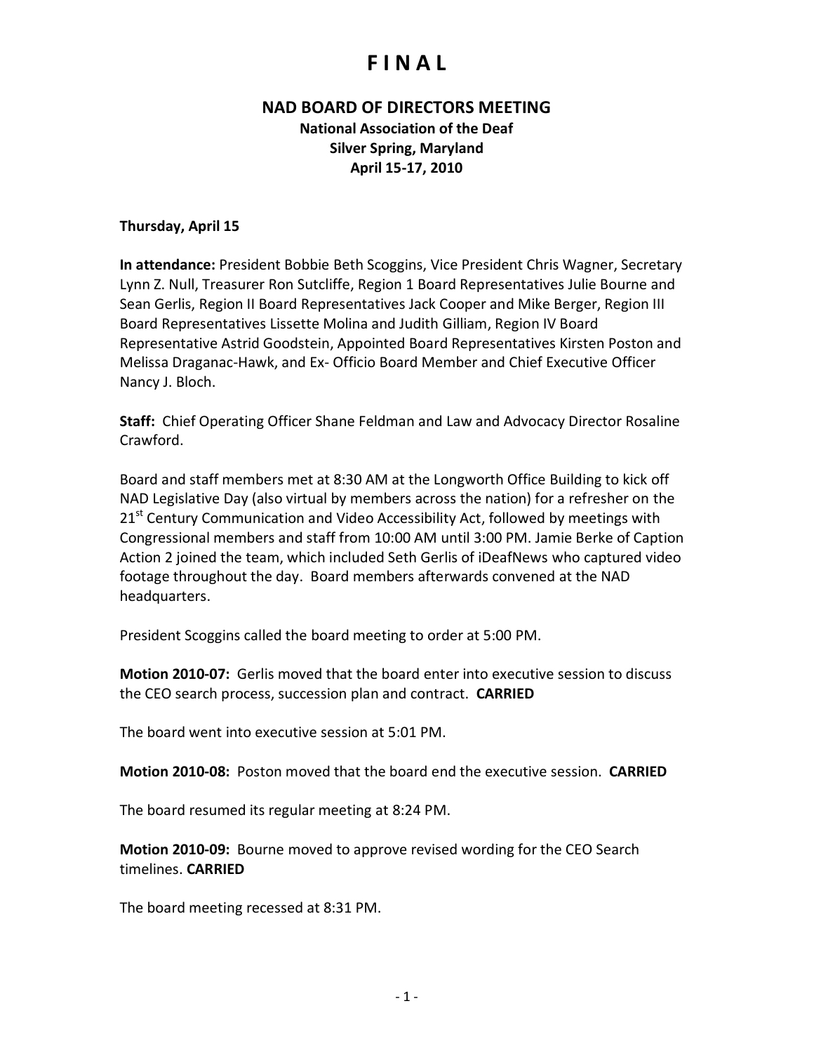# F I N A L

## NAD BOARD OF DIRECTORS MEETING

**National Association of the Deaf**
**Silver Spring, Maryland**
**April 15-17, 2010**

**Thursday, April 15**

**In attendance:** President Bobbie Beth Scoggins, Vice President Chris Wagner, Secretary Lynn Z. Null, Treasurer Ron Sutcliffe, Region 1 Board Representatives Julie Bourne and Sean Gerlis, Region II Board Representatives Jack Cooper and Mike Berger, Region III Board Representatives Lissette Molina and Judith Gilliam, Region IV Board Representative Astrid Goodstein, Appointed Board Representatives Kirsten Poston and Melissa Draganac-Hawk, and Ex- Officio Board Member and Chief Executive Officer Nancy J. Bloch.

**Staff:** Chief Operating Officer Shane Feldman and Law and Advocacy Director Rosaline Crawford.

Board and staff members met at 8:30 AM at the Longworth Office Building to kick off NAD Legislative Day (also virtual by members across the nation) for a refresher on the 21st Century Communication and Video Accessibility Act, followed by meetings with Congressional members and staff from 10:00 AM until 3:00 PM. Jamie Berke of Caption Action 2 joined the team, which included Seth Gerlis of iDeafNews who captured video footage throughout the day. Board members afterwards convened at the NAD headquarters.

President Scoggins called the board meeting to order at 5:00 PM.

**Motion 2010-07:** Gerlis moved that the board enter into executive session to discuss the CEO search process, succession plan and contract. **CARRIED**

The board went into executive session at 5:01 PM.

**Motion 2010-08:** Poston moved that the board end the executive session. **CARRIED**

The board resumed its regular meeting at 8:24 PM.

**Motion 2010-09:** Bourne moved to approve revised wording for the CEO Search timelines. **CARRIED**

The board meeting recessed at 8:31 PM.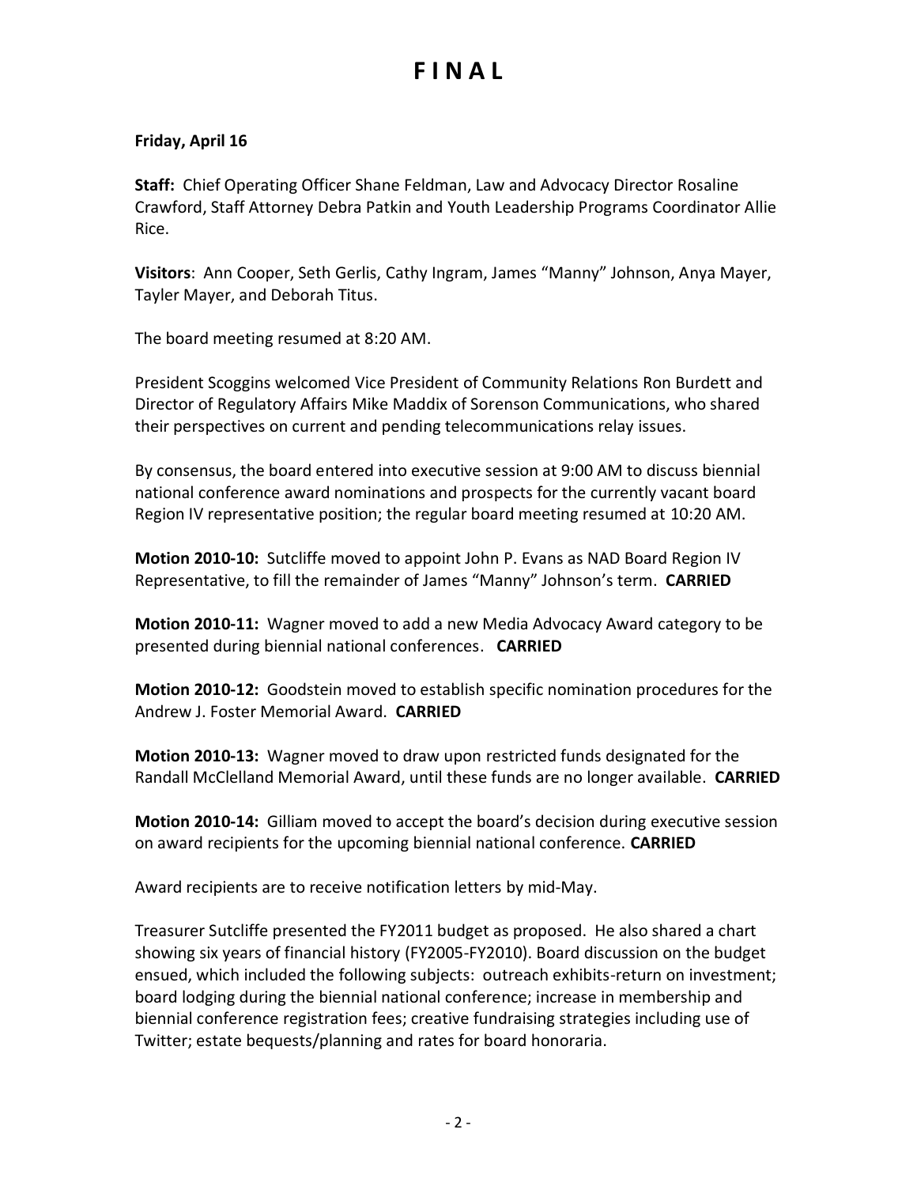# F I N A L

**Friday, April 16**

**Staff:** Chief Operating Officer Shane Feldman, Law and Advocacy Director Rosaline Crawford, Staff Attorney Debra Patkin and Youth Leadership Programs Coordinator Allie Rice.

**Visitors**: Ann Cooper, Seth Gerlis, Cathy Ingram, James "Manny" Johnson, Anya Mayer, Tayler Mayer, and Deborah Titus.

The board meeting resumed at 8:20 AM.

President Scoggins welcomed Vice President of Community Relations Ron Burdett and Director of Regulatory Affairs Mike Maddix of Sorenson Communications, who shared their perspectives on current and pending telecommunications relay issues.

By consensus, the board entered into executive session at 9:00 AM to discuss biennial national conference award nominations and prospects for the currently vacant board Region IV representative position; the regular board meeting resumed at 10:20 AM.

**Motion 2010-10:** Sutcliffe moved to appoint John P. Evans as NAD Board Region IV Representative, to fill the remainder of James "Manny" Johnson's term. **CARRIED**

**Motion 2010-11:** Wagner moved to add a new Media Advocacy Award category to be presented during biennial national conferences. **CARRIED**

**Motion 2010-12:** Goodstein moved to establish specific nomination procedures for the Andrew J. Foster Memorial Award. **CARRIED**

**Motion 2010-13:** Wagner moved to draw upon restricted funds designated for the Randall McClelland Memorial Award, until these funds are no longer available. **CARRIED**

**Motion 2010-14:** Gilliam moved to accept the board's decision during executive session on award recipients for the upcoming biennial national conference. **CARRIED**

Award recipients are to receive notification letters by mid-May.

Treasurer Sutcliffe presented the FY2011 budget as proposed. He also shared a chart showing six years of financial history (FY2005-FY2010). Board discussion on the budget ensued, which included the following subjects: outreach exhibits-return on investment; board lodging during the biennial national conference; increase in membership and biennial conference registration fees; creative fundraising strategies including use of Twitter; estate bequests/planning and rates for board honoraria.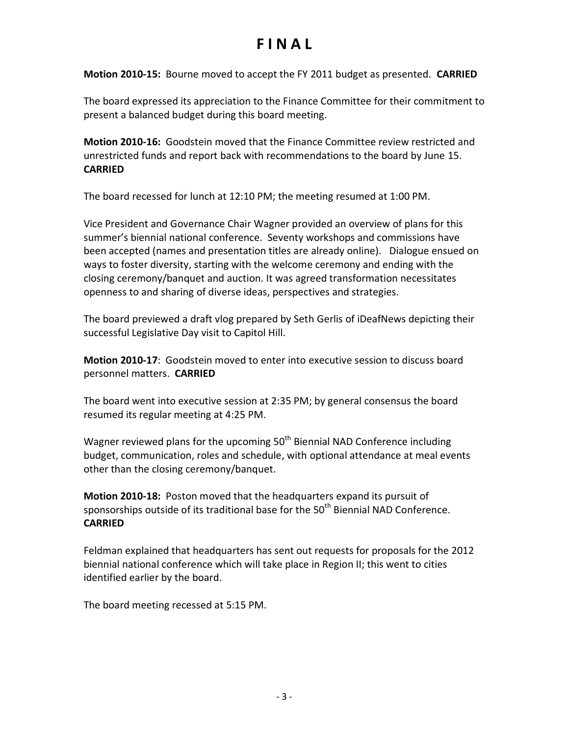# F I N A L

**Motion 2010-15:** Bourne moved to accept the FY 2011 budget as presented. **CARRIED**

The board expressed its appreciation to the Finance Committee for their commitment to present a balanced budget during this board meeting.

**Motion 2010-16:** Goodstein moved that the Finance Committee review restricted and unrestricted funds and report back with recommendations to the board by June 15. **CARRIED**

The board recessed for lunch at 12:10 PM; the meeting resumed at 1:00 PM.

Vice President and Governance Chair Wagner provided an overview of plans for this summer's biennial national conference. Seventy workshops and commissions have been accepted (names and presentation titles are already online). Dialogue ensued on ways to foster diversity, starting with the welcome ceremony and ending with the closing ceremony/banquet and auction. It was agreed transformation necessitates openness to and sharing of diverse ideas, perspectives and strategies.

The board previewed a draft vlog prepared by Seth Gerlis of iDeafNews depicting their successful Legislative Day visit to Capitol Hill.

**Motion 2010-17**: Goodstein moved to enter into executive session to discuss board personnel matters. **CARRIED**

The board went into executive session at 2:35 PM; by general consensus the board resumed its regular meeting at 4:25 PM.

Wagner reviewed plans for the upcoming 50th Biennial NAD Conference including budget, communication, roles and schedule, with optional attendance at meal events other than the closing ceremony/banquet.

**Motion 2010-18:** Poston moved that the headquarters expand its pursuit of sponsorships outside of its traditional base for the 50th Biennial NAD Conference. **CARRIED**

Feldman explained that headquarters has sent out requests for proposals for the 2012 biennial national conference which will take place in Region II; this went to cities identified earlier by the board.

The board meeting recessed at 5:15 PM.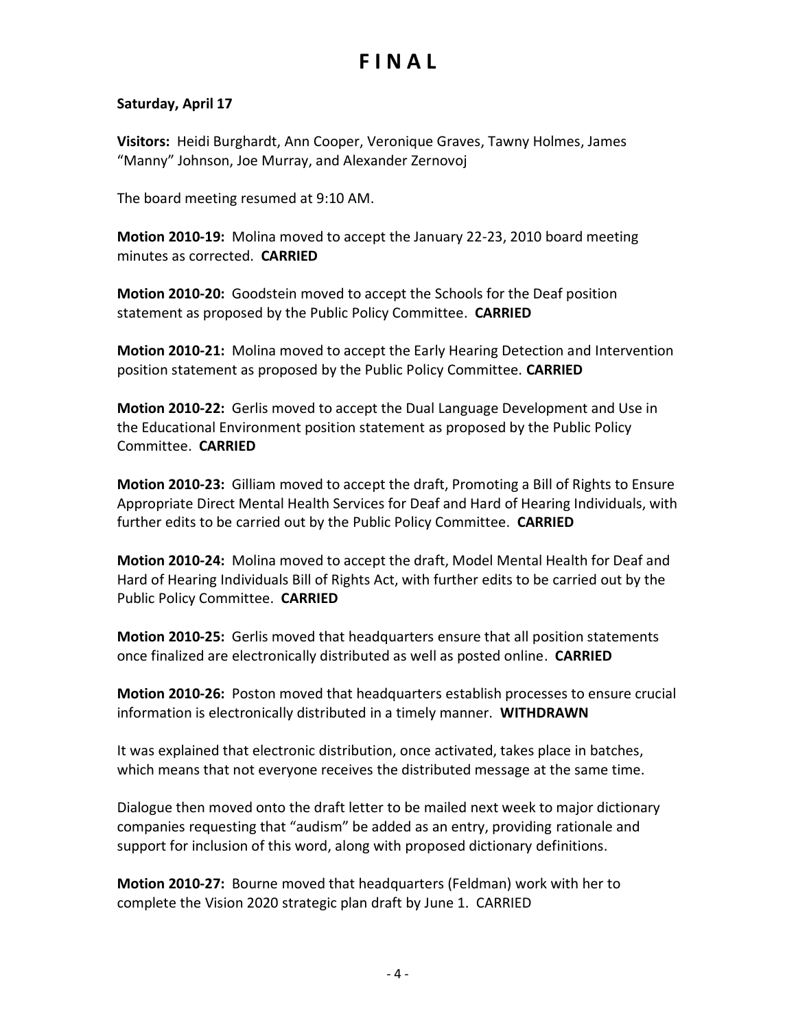**Saturday, April 17**

**Visitors:** Heidi Burghardt, Ann Cooper, Veronique Graves, Tawny Holmes, James "Manny" Johnson, Joe Murray, and Alexander Zernovoj

The board meeting resumed at 9:10 AM.

**Motion 2010-19:** Molina moved to accept the January 22-23, 2010 board meeting minutes as corrected. **CARRIED**

**Motion 2010-20:** Goodstein moved to accept the Schools for the Deaf position statement as proposed by the Public Policy Committee. **CARRIED**

**Motion 2010-21:** Molina moved to accept the Early Hearing Detection and Intervention position statement as proposed by the Public Policy Committee. **CARRIED**

**Motion 2010-22:** Gerlis moved to accept the Dual Language Development and Use in the Educational Environment position statement as proposed by the Public Policy Committee. **CARRIED**

**Motion 2010-23:** Gilliam moved to accept the draft, Promoting a Bill of Rights to Ensure Appropriate Direct Mental Health Services for Deaf and Hard of Hearing Individuals, with further edits to be carried out by the Public Policy Committee. **CARRIED**

**Motion 2010-24:** Molina moved to accept the draft, Model Mental Health for Deaf and Hard of Hearing Individuals Bill of Rights Act, with further edits to be carried out by the Public Policy Committee. **CARRIED**

**Motion 2010-25:** Gerlis moved that headquarters ensure that all position statements once finalized are electronically distributed as well as posted online. **CARRIED**

**Motion 2010-26:** Poston moved that headquarters establish processes to ensure crucial information is electronically distributed in a timely manner. **WITHDRAWN**

It was explained that electronic distribution, once activated, takes place in batches, which means that not everyone receives the distributed message at the same time.

Dialogue then moved onto the draft letter to be mailed next week to major dictionary companies requesting that "audism" be added as an entry, providing rationale and support for inclusion of this word, along with proposed dictionary definitions.

**Motion 2010-27:** Bourne moved that headquarters (Feldman) work with her to complete the Vision 2020 strategic plan draft by June 1. CARRIED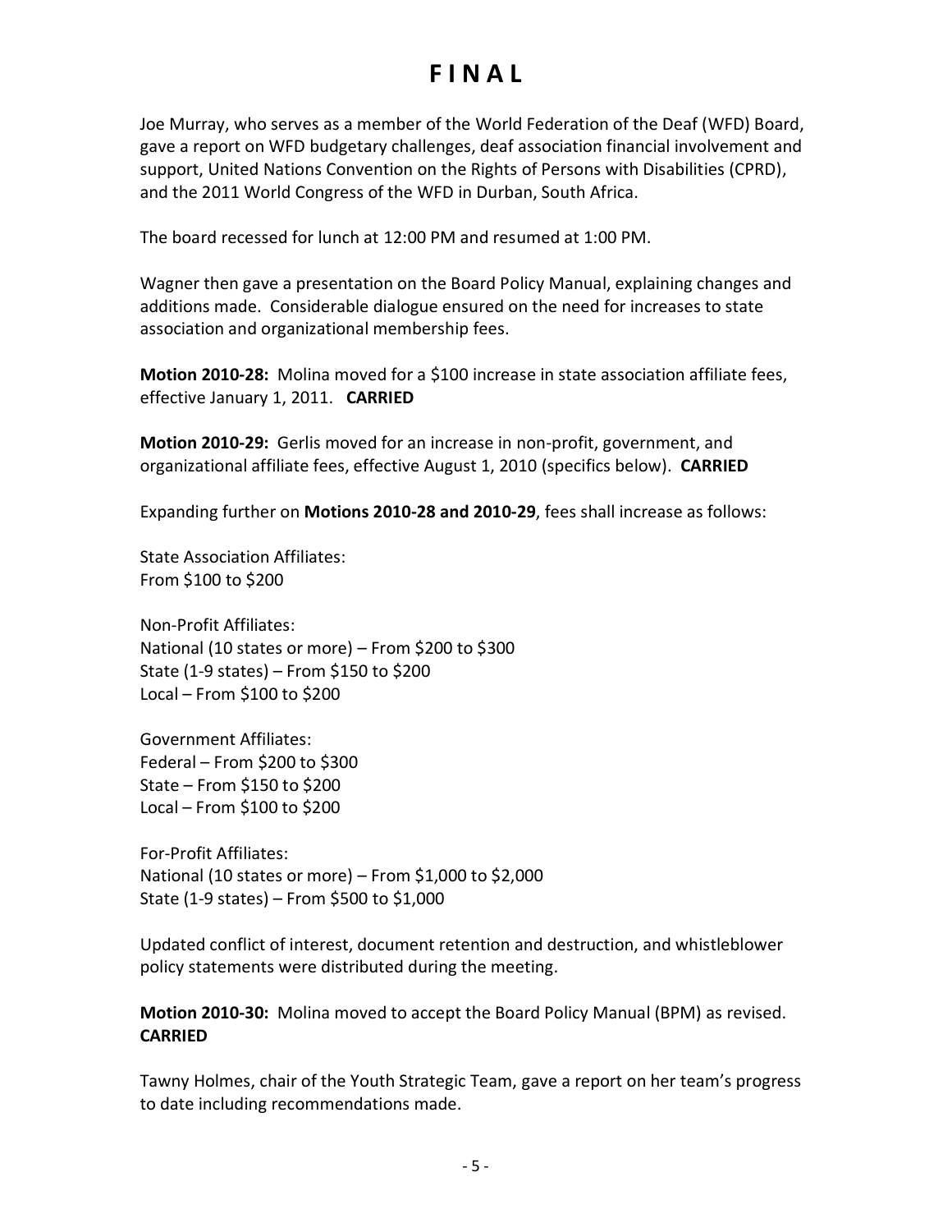# F I N A L

Joe Murray, who serves as a member of the World Federation of the Deaf (WFD) Board, gave a report on WFD budgetary challenges, deaf association financial involvement and support, United Nations Convention on the Rights of Persons with Disabilities (CPRD), and the 2011 World Congress of the WFD in Durban, South Africa.

The board recessed for lunch at 12:00 PM and resumed at 1:00 PM.

Wagner then gave a presentation on the Board Policy Manual, explaining changes and additions made. Considerable dialogue ensured on the need for increases to state association and organizational membership fees.

**Motion 2010-28:** Molina moved for a $100 increase in state association affiliate fees, effective January 1, 2011. **CARRIED**

**Motion 2010-29:** Gerlis moved for an increase in non-profit, government, and organizational affiliate fees, effective August 1, 2010 (specifics below). **CARRIED**

Expanding further on **Motions 2010-28 and 2010-29**, fees shall increase as follows:

State Association Affiliates:
From $100 to $200

Non-Profit Affiliates:
National (10 states or more) – From $200 to $300
State (1-9 states) – From $150 to $200
Local – From $100 to $200

Government Affiliates:
Federal – From $200 to $300
State – From $150 to $200
Local – From $100 to $200

For-Profit Affiliates:
National (10 states or more) – From $1,000 to $2,000
State (1-9 states) – From $500 to $1,000

Updated conflict of interest, document retention and destruction, and whistleblower policy statements were distributed during the meeting.

**Motion 2010-30:** Molina moved to accept the Board Policy Manual (BPM) as revised. **CARRIED**

Tawny Holmes, chair of the Youth Strategic Team, gave a report on her team's progress to date including recommendations made.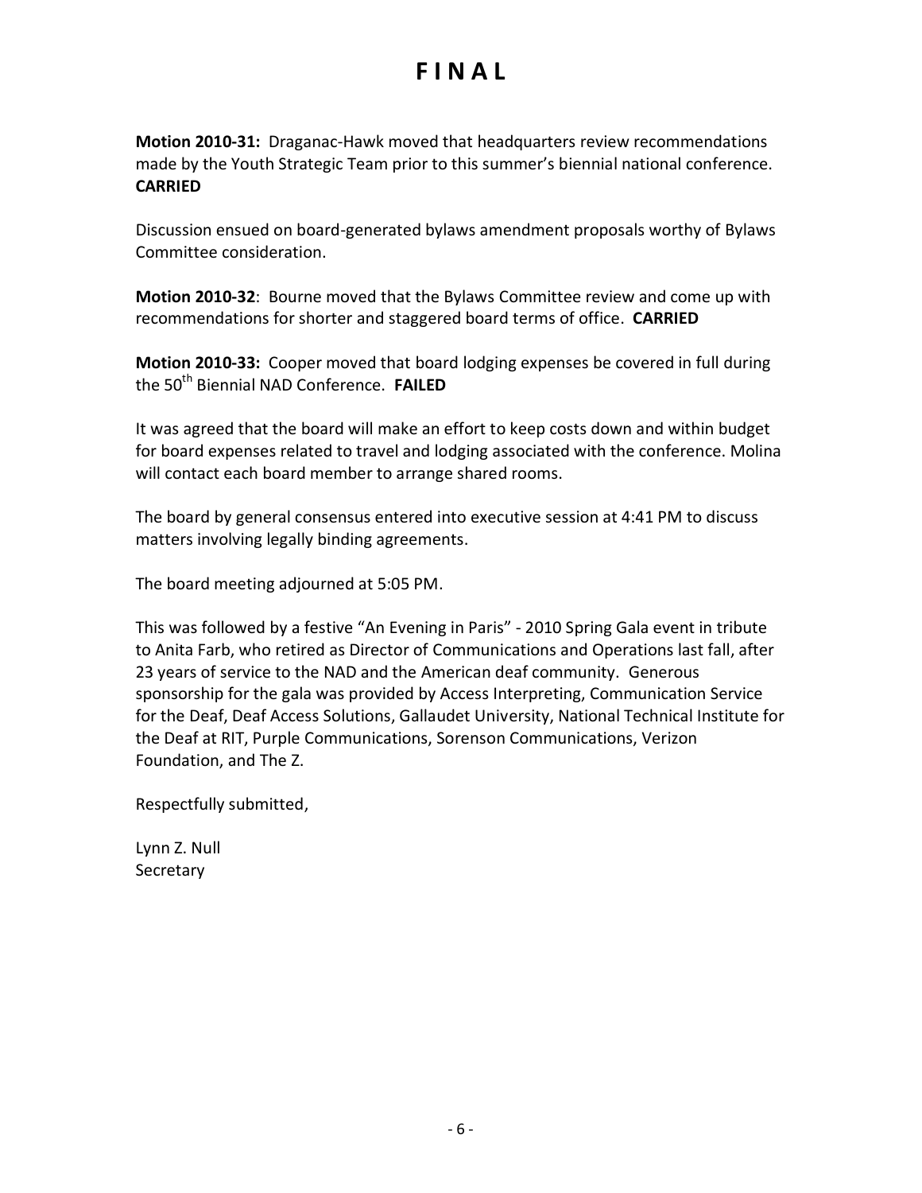# FINAL

**Motion 2010-31:** Draganac-Hawk moved that headquarters review recommendations made by the Youth Strategic Team prior to this summer's biennial national conference. **CARRIED**

Discussion ensued on board-generated bylaws amendment proposals worthy of Bylaws Committee consideration.

**Motion 2010-32**: Bourne moved that the Bylaws Committee review and come up with recommendations for shorter and staggered board terms of office. **CARRIED**

**Motion 2010-33:** Cooper moved that board lodging expenses be covered in full during the 50th Biennial NAD Conference. **FAILED**

It was agreed that the board will make an effort to keep costs down and within budget for board expenses related to travel and lodging associated with the conference. Molina will contact each board member to arrange shared rooms.

The board by general consensus entered into executive session at 4:41 PM to discuss matters involving legally binding agreements.

The board meeting adjourned at 5:05 PM.

This was followed by a festive "An Evening in Paris" - 2010 Spring Gala event in tribute to Anita Farb, who retired as Director of Communications and Operations last fall, after 23 years of service to the NAD and the American deaf community. Generous sponsorship for the gala was provided by Access Interpreting, Communication Service for the Deaf, Deaf Access Solutions, Gallaudet University, National Technical Institute for the Deaf at RIT, Purple Communications, Sorenson Communications, Verizon Foundation, and The Z.

Respectfully submitted,

Lynn Z. Null
Secretary